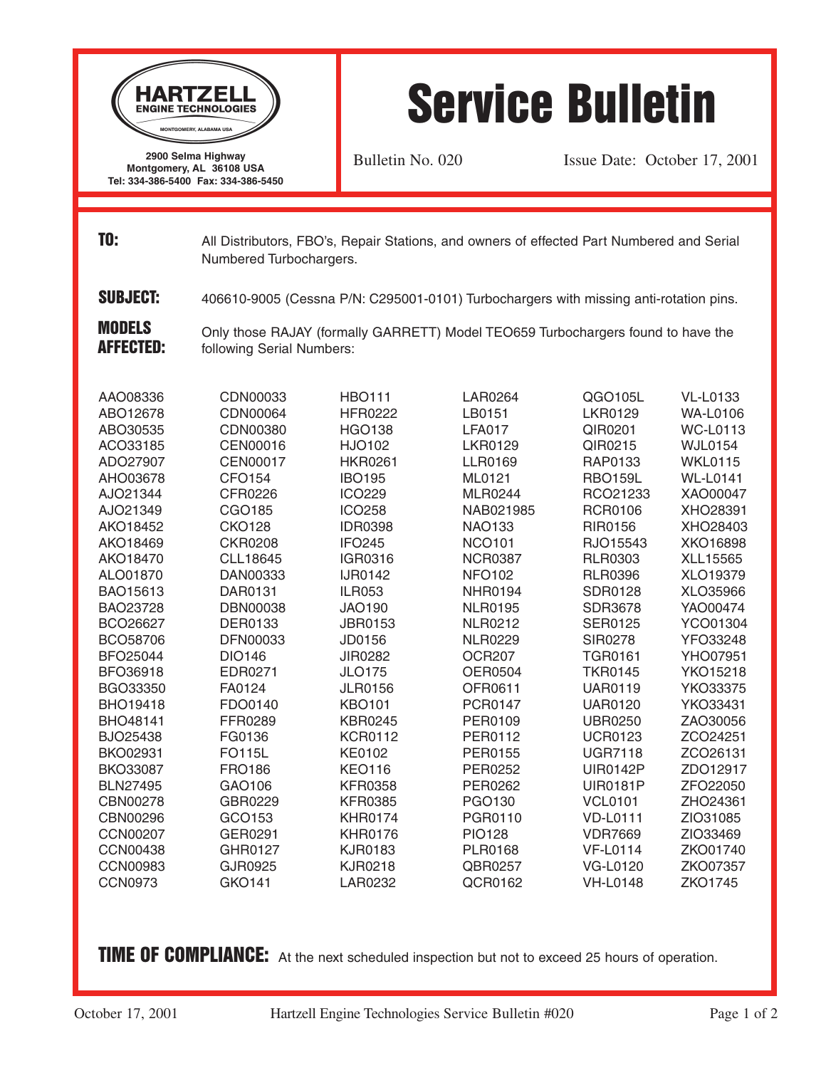**HARTZELL ENGINE TECHNOLOGIES**
MONTGOMERY, ALABAMA USA

2900 Selma Highway
Montgomery, AL 36108 USA
Tel: 334-386-5400 Fax: 334-386-5450

# Service Bulletin

Bulletin No. 020 Issue Date: October 17, 2001

**TO:** All Distributors, FBO's, Repair Stations, and owners of effected Part Numbered and Serial Numbered Turbochargers.

**SUBJECT:** 406610-9005 (Cessna P/N: C295001-0101) Turbochargers with missing anti-rotation pins.

**MODELS AFFECTED:** Only those RAJAY (formally GARRETT) Model TEO659 Turbochargers found to have the following Serial Numbers:

| | | | | | |
|---|---|---|---|---|---|
| AAO08336 | CDN00033 | HBO111 | LAR0264 | QGO105L | VL-L0133 |
| ABO12678 | CDN00064 | HFR0222 | LB0151 | LKR0129 | WA-L0106 |
| ABO30535 | CDN00380 | HGO138 | LFA017 | QIR0201 | WC-L0113 |
| ACO33185 | CEN00016 | HJO102 | LKR0129 | QIR0215 | WJL0154 |
| ADO27907 | CEN00017 | HKR0261 | LLR0169 | RAP0133 | WKL0115 |
| AHO03678 | CFO154 | IBO195 | ML0121 | RBO159L | WL-L0141 |
| AJO21344 | CFR0226 | ICO229 | MLR0244 | RCO21233 | XAO00047 |
| AJO21349 | CGO185 | ICO258 | NAB021985 | RCR0106 | XHO28391 |
| AKO18452 | CKO128 | IDR0398 | NAO133 | RIR0156 | XHO28403 |
| AKO18469 | CKR0208 | IFO245 | NCO101 | RJO15543 | XKO16898 |
| AKO18470 | CLL18645 | IGR0316 | NCR0387 | RLR0303 | XLL15565 |
| ALO01870 | DAN00333 | IJR0142 | NFO102 | RLR0396 | XLO19379 |
| BAO15613 | DAR0131 | ILR053 | NHR0194 | SDR0128 | XLO35966 |
| BAO23728 | DBN00038 | JAO190 | NLR0195 | SDR3678 | YAO00474 |
| BCO26627 | DER0133 | JBR0153 | NLR0212 | SER0125 | YCO01304 |
| BCO58706 | DFN00033 | JD0156 | NLR0229 | SIR0278 | YFO33248 |
| BFO25044 | DIO146 | JIR0282 | OCR207 | TGR0161 | YHO07951 |
| BFO36918 | EDR0271 | JLO175 | OER0504 | TKR0145 | YKO15218 |
| BGO33350 | FA0124 | JLR0156 | OFR0611 | UAR0119 | YKO33375 |
| BHO19418 | FDO0140 | KBO101 | PCR0147 | UAR0120 | YKO33431 |
| BHO48141 | FFR0289 | KBR0245 | PER0109 | UBR0250 | ZAO30056 |
| BJO25438 | FG0136 | KCR0112 | PER0112 | UCR0123 | ZCO24251 |
| BKO02931 | FO115L | KE0102 | PER0155 | UGR7118 | ZCO26131 |
| BKO33087 | FRO186 | KEO116 | PER0252 | UIR0142P | ZDO12917 |
| BLN27495 | GAO106 | KFR0358 | PER0262 | UIR0181P | ZFO22050 |
| CBN00278 | GBR0229 | KFR0385 | PGO130 | VCL0101 | ZHO24361 |
| CBN00296 | GCO153 | KHR0174 | PGR0110 | VD-L0111 | ZIO31085 |
| CCN00207 | GER0291 | KHR0176 | PIO128 | VDR7669 | ZIO33469 |
| CCN00438 | GHR0127 | KJR0183 | PLR0168 | VF-L0114 | ZKO01740 |
| CCN00983 | GJR0925 | KJR0218 | QBR0257 | VG-L0120 | ZKO07357 |
| CCN0973 | GKO141 | LAR0232 | QCR0162 | VH-L0148 | ZKO1745 |

**TIME OF COMPLIANCE:** At the next scheduled inspection but not to exceed 25 hours of operation.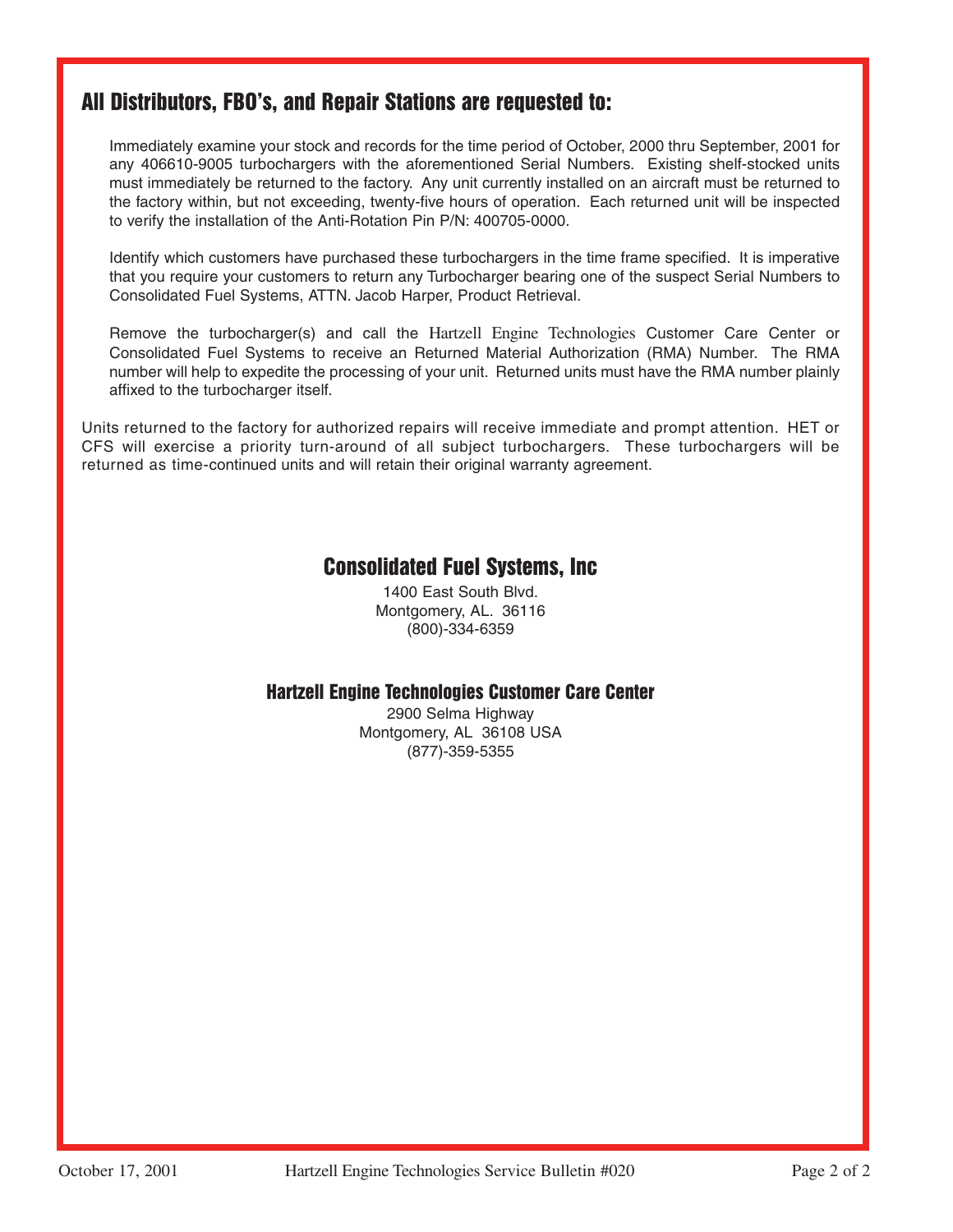## All Distributors, FBO's, and Repair Stations are requested to:

Immediately examine your stock and records for the time period of October, 2000 thru September, 2001 for any 406610-9005 turbochargers with the aforementioned Serial Numbers. Existing shelf-stocked units must immediately be returned to the factory. Any unit currently installed on an aircraft must be returned to the factory within, but not exceeding, twenty-five hours of operation. Each returned unit will be inspected to verify the installation of the Anti-Rotation Pin P/N: 400705-0000.

Identify which customers have purchased these turbochargers in the time frame specified. It is imperative that you require your customers to return any Turbocharger bearing one of the suspect Serial Numbers to Consolidated Fuel Systems, ATTN. Jacob Harper, Product Retrieval.

Remove the turbocharger(s) and call the Hartzell Engine Technologies Customer Care Center or Consolidated Fuel Systems to receive an Returned Material Authorization (RMA) Number. The RMA number will help to expedite the processing of your unit. Returned units must have the RMA number plainly affixed to the turbocharger itself.

Units returned to the factory for authorized repairs will receive immediate and prompt attention. HET or CFS will exercise a priority turn-around of all subject turbochargers. These turbochargers will be returned as time-continued units and will retain their original warranty agreement.

### Consolidated Fuel Systems, Inc

1400 East South Blvd.
Montgomery, AL. 36116
(800)-334-6359

#### Hartzell Engine Technologies Customer Care Center

2900 Selma Highway
Montgomery, AL 36108 USA
(877)-359-5355